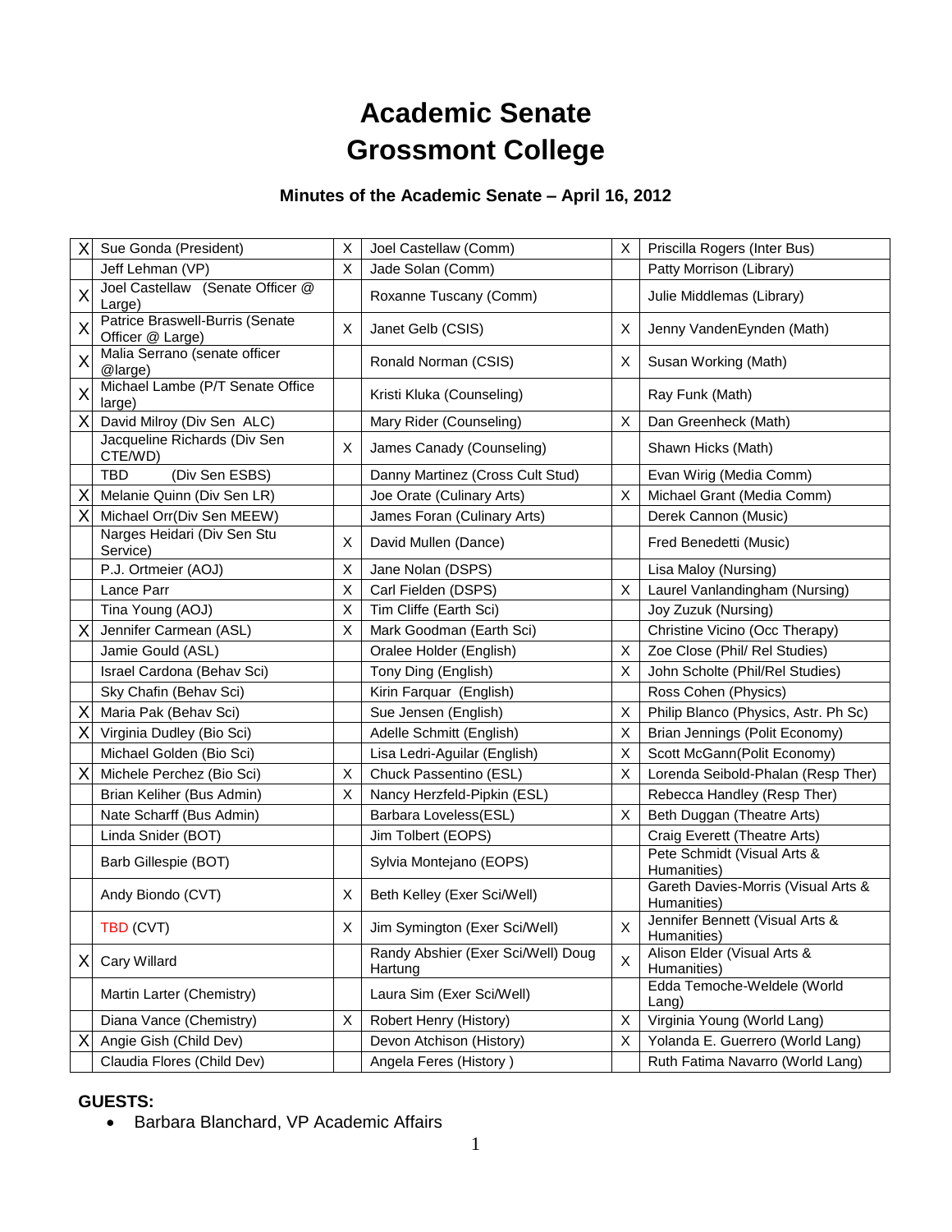# Academic Senate
# Grossmont College

### Minutes of the Academic Senate – April 16, 2012

| | | | | | |
|---|---|---|---|---|---|
| X | Sue Gonda (President) | X | Joel Castellaw (Comm) | X | Priscilla Rogers (Inter Bus) |
| | Jeff Lehman (VP) | X | Jade Solan (Comm) | | Patty Morrison (Library) |
| X | Joel Castellaw (Senate Officer @ Large) | | Roxanne Tuscany (Comm) | | Julie Middlemas (Library) |
| X | Patrice Braswell-Burris (Senate Officer @ Large) | X | Janet Gelb (CSIS) | X | Jenny VandenEynden (Math) |
| X | Malia Serrano (senate officer @large) | | Ronald Norman (CSIS) | X | Susan Working (Math) |
| X | Michael Lambe (P/T Senate Office large) | | Kristi Kluka (Counseling) | | Ray Funk (Math) |
| X | David Milroy (Div Sen ALC) | | Mary Rider (Counseling) | X | Dan Greenheck (Math) |
| | Jacqueline Richards (Div Sen CTE/WD) | X | James Canady (Counseling) | | Shawn Hicks (Math) |
| | TBD (Div Sen ESBS) | | Danny Martinez (Cross Cult Stud) | | Evan Wirig (Media Comm) |
| X | Melanie Quinn (Div Sen LR) | | Joe Orate (Culinary Arts) | X | Michael Grant (Media Comm) |
| X | Michael Orr(Div Sen MEEW) | | James Foran (Culinary Arts) | | Derek Cannon (Music) |
| | Narges Heidari (Div Sen Stu Service) | X | David Mullen (Dance) | | Fred Benedetti (Music) |
| | P.J. Ortmeier (AOJ) | X | Jane Nolan (DSPS) | | Lisa Maloy (Nursing) |
| | Lance Parr | X | Carl Fielden (DSPS) | X | Laurel Vanlandingham (Nursing) |
| | Tina Young (AOJ) | X | Tim Cliffe (Earth Sci) | | Joy Zuzuk (Nursing) |
| X | Jennifer Carmean (ASL) | X | Mark Goodman (Earth Sci) | | Christine Vicino (Occ Therapy) |
| | Jamie Gould (ASL) | | Oralee Holder (English) | X | Zoe Close (Phil/ Rel Studies) |
| | Israel Cardona (Behav Sci) | | Tony Ding (English) | X | John Scholte (Phil/Rel Studies) |
| | Sky Chafin (Behav Sci) | | Kirin Farquar (English) | | Ross Cohen (Physics) |
| X | Maria Pak (Behav Sci) | | Sue Jensen (English) | X | Philip Blanco (Physics, Astr. Ph Sc) |
| X | Virginia Dudley (Bio Sci) | | Adelle Schmitt (English) | X | Brian Jennings (Polit Economy) |
| | Michael Golden (Bio Sci) | | Lisa Ledri-Aguilar (English) | X | Scott McGann(Polit Economy) |
| X | Michele Perchez (Bio Sci) | X | Chuck Passentino (ESL) | X | Lorenda Seibold-Phalan (Resp Ther) |
| | Brian Keliher (Bus Admin) | X | Nancy Herzfeld-Pipkin (ESL) | | Rebecca Handley (Resp Ther) |
| | Nate Scharff (Bus Admin) | | Barbara Loveless(ESL) | X | Beth Duggan (Theatre Arts) |
| | Linda Snider (BOT) | | Jim Tolbert (EOPS) | | Craig Everett (Theatre Arts) |
| | Barb Gillespie (BOT) | | Sylvia Montejano (EOPS) | | Pete Schmidt (Visual Arts & Humanities) |
| | Andy Biondo (CVT) | X | Beth Kelley (Exer Sci/Well) | | Gareth Davies-Morris (Visual Arts & Humanities) |
| | TBD (CVT) | X | Jim Symington (Exer Sci/Well) | X | Jennifer Bennett (Visual Arts & Humanities) |
| X | Cary Willard | | Randy Abshier (Exer Sci/Well) Doug Hartung | X | Alison Elder (Visual Arts & Humanities) |
| | Martin Larter (Chemistry) | | Laura Sim (Exer Sci/Well) | | Edda Temoche-Weldele (World Lang) |
| | Diana Vance (Chemistry) | X | Robert Henry (History) | X | Virginia Young (World Lang) |
| X | Angie Gish (Child Dev) | | Devon Atchison (History) | X | Yolanda E. Guerrero (World Lang) |
| | Claudia Flores (Child Dev) | | Angela Feres (History ) | | Ruth Fatima Navarro (World Lang) |

**GUESTS:**

- Barbara Blanchard, VP Academic Affairs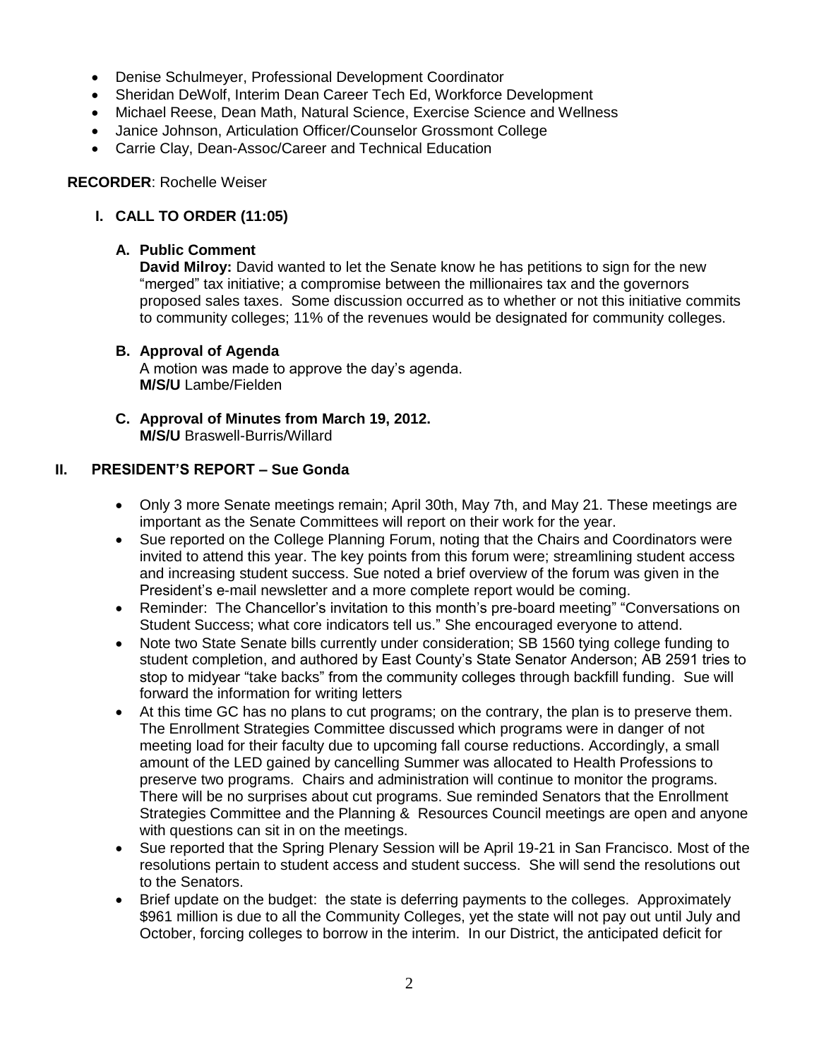- Denise Schulmeyer, Professional Development Coordinator
- Sheridan DeWolf, Interim Dean Career Tech Ed, Workforce Development
- Michael Reese, Dean Math, Natural Science, Exercise Science and Wellness
- Janice Johnson, Articulation Officer/Counselor Grossmont College
- Carrie Clay, Dean-Assoc/Career and Technical Education

**RECORDER**: Rochelle Weiser

## I. CALL TO ORDER (11:05)

### A. Public Comment

**David Milroy:** David wanted to let the Senate know he has petitions to sign for the new "merged" tax initiative; a compromise between the millionaires tax and the governors proposed sales taxes. Some discussion occurred as to whether or not this initiative commits to community colleges; 11% of the revenues would be designated for community colleges.

### B. Approval of Agenda

A motion was made to approve the day's agenda.
**M/S/U** Lambe/Fielden

### C. Approval of Minutes from March 19, 2012.

**M/S/U** Braswell-Burris/Willard

## II. PRESIDENT'S REPORT – Sue Gonda

- Only 3 more Senate meetings remain; April 30th, May 7th, and May 21. These meetings are important as the Senate Committees will report on their work for the year.
- Sue reported on the College Planning Forum, noting that the Chairs and Coordinators were invited to attend this year. The key points from this forum were; streamlining student access and increasing student success. Sue noted a brief overview of the forum was given in the President's e-mail newsletter and a more complete report would be coming.
- Reminder: The Chancellor's invitation to this month's pre-board meeting" "Conversations on Student Success; what core indicators tell us." She encouraged everyone to attend.
- Note two State Senate bills currently under consideration; SB 1560 tying college funding to student completion, and authored by East County's State Senator Anderson; AB 2591 tries to stop to midyear "take backs" from the community colleges through backfill funding. Sue will forward the information for writing letters
- At this time GC has no plans to cut programs; on the contrary, the plan is to preserve them. The Enrollment Strategies Committee discussed which programs were in danger of not meeting load for their faculty due to upcoming fall course reductions. Accordingly, a small amount of the LED gained by cancelling Summer was allocated to Health Professions to preserve two programs. Chairs and administration will continue to monitor the programs. There will be no surprises about cut programs. Sue reminded Senators that the Enrollment Strategies Committee and the Planning & Resources Council meetings are open and anyone with questions can sit in on the meetings.
- Sue reported that the Spring Plenary Session will be April 19-21 in San Francisco. Most of the resolutions pertain to student access and student success. She will send the resolutions out to the Senators.
- Brief update on the budget: the state is deferring payments to the colleges. Approximately \$961 million is due to all the Community Colleges, yet the state will not pay out until July and October, forcing colleges to borrow in the interim. In our District, the anticipated deficit for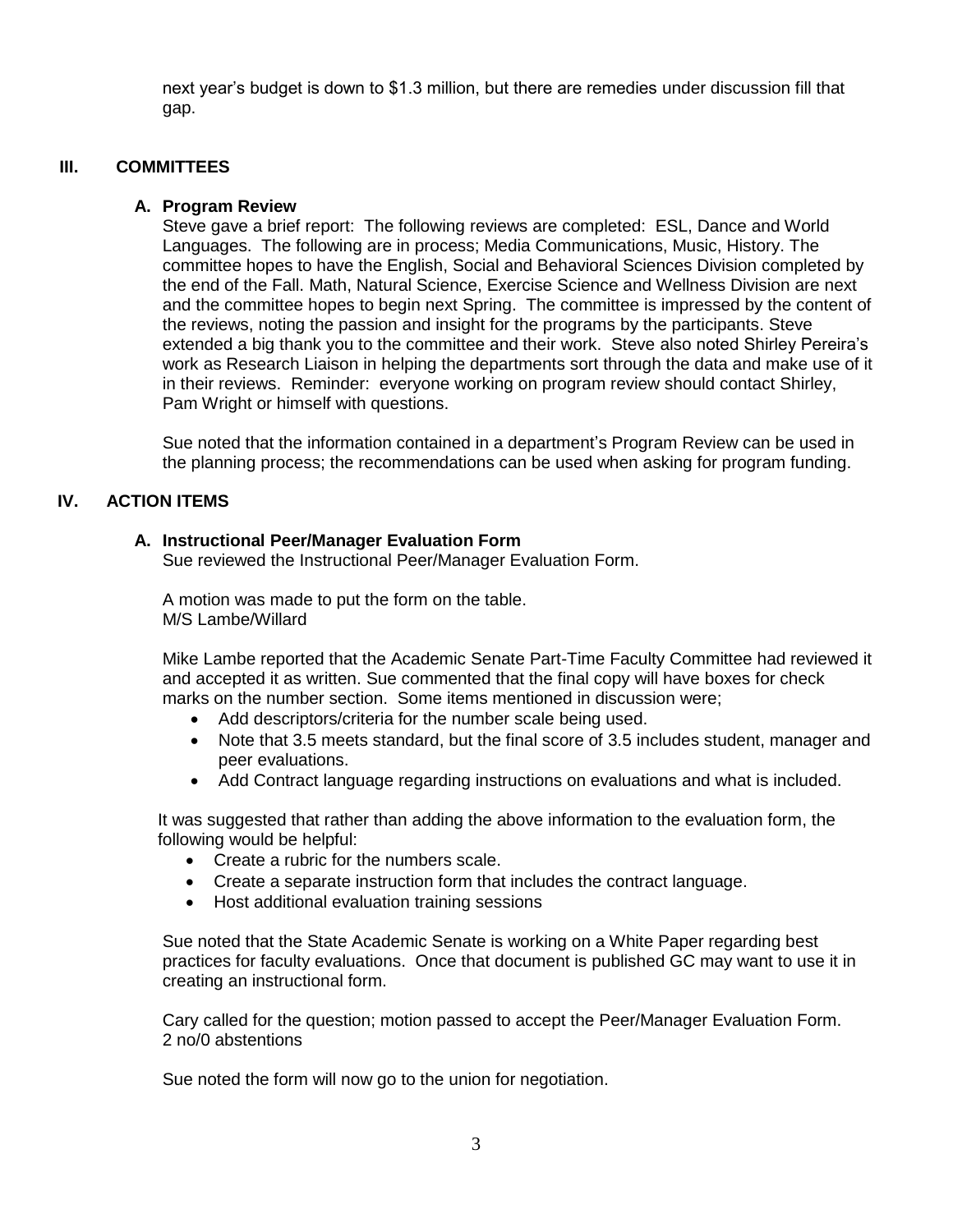next year's budget is down to $1.3 million, but there are remedies under discussion fill that gap.

## III. COMMITTEES

### A. Program Review

Steve gave a brief report: The following reviews are completed: ESL, Dance and World Languages. The following are in process; Media Communications, Music, History. The committee hopes to have the English, Social and Behavioral Sciences Division completed by the end of the Fall. Math, Natural Science, Exercise Science and Wellness Division are next and the committee hopes to begin next Spring. The committee is impressed by the content of the reviews, noting the passion and insight for the programs by the participants. Steve extended a big thank you to the committee and their work. Steve also noted Shirley Pereira's work as Research Liaison in helping the departments sort through the data and make use of it in their reviews. Reminder: everyone working on program review should contact Shirley, Pam Wright or himself with questions.

Sue noted that the information contained in a department's Program Review can be used in the planning process; the recommendations can be used when asking for program funding.

## IV. ACTION ITEMS

### A. Instructional Peer/Manager Evaluation Form

Sue reviewed the Instructional Peer/Manager Evaluation Form.

A motion was made to put the form on the table.
M/S Lambe/Willard

Mike Lambe reported that the Academic Senate Part-Time Faculty Committee had reviewed it and accepted it as written. Sue commented that the final copy will have boxes for check marks on the number section. Some items mentioned in discussion were;

- Add descriptors/criteria for the number scale being used.
- Note that 3.5 meets standard, but the final score of 3.5 includes student, manager and peer evaluations.
- Add Contract language regarding instructions on evaluations and what is included.

It was suggested that rather than adding the above information to the evaluation form, the following would be helpful:

- Create a rubric for the numbers scale.
- Create a separate instruction form that includes the contract language.
- Host additional evaluation training sessions

Sue noted that the State Academic Senate is working on a White Paper regarding best practices for faculty evaluations. Once that document is published GC may want to use it in creating an instructional form.

Cary called for the question; motion passed to accept the Peer/Manager Evaluation Form.
2 no/0 abstentions

Sue noted the form will now go to the union for negotiation.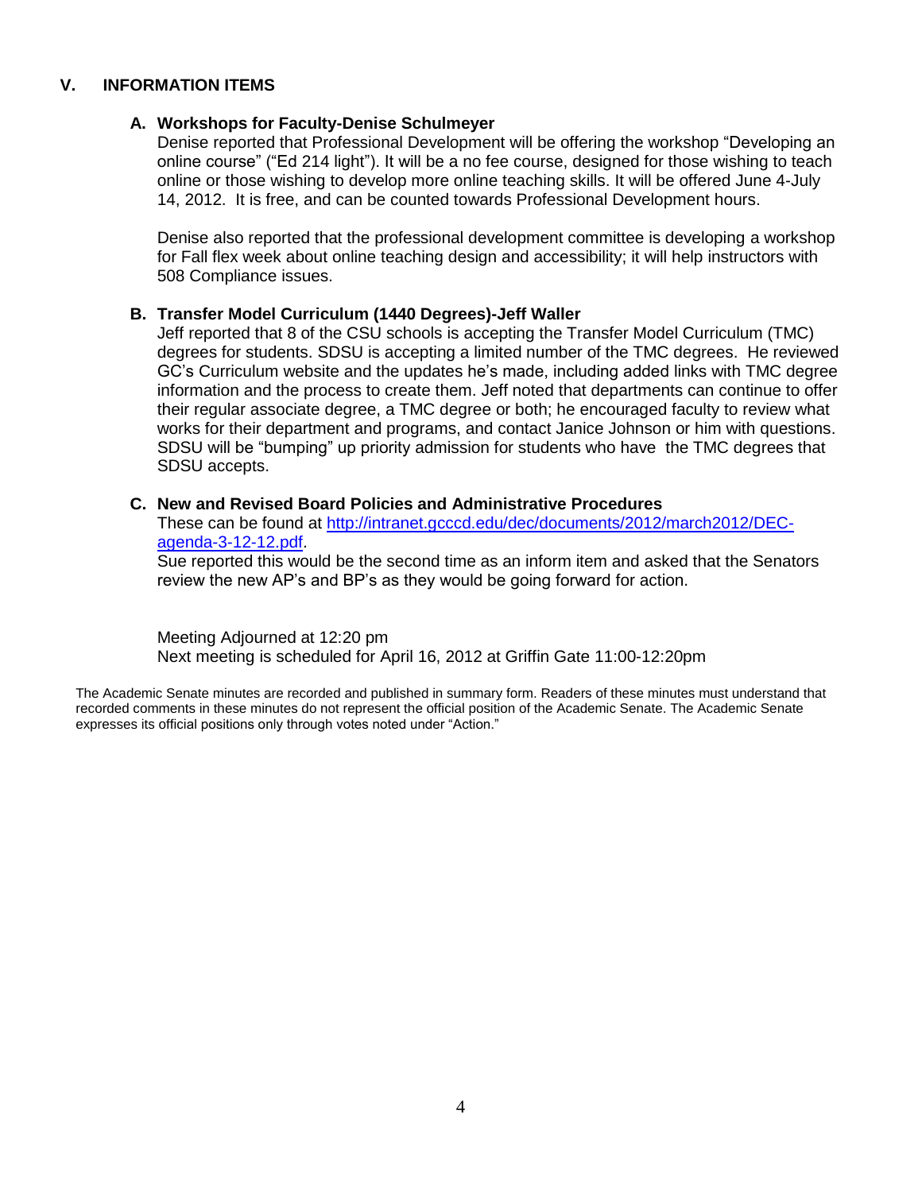## V. INFORMATION ITEMS

### A. Workshops for Faculty-Denise Schulmeyer

Denise reported that Professional Development will be offering the workshop "Developing an online course" ("Ed 214 light"). It will be a no fee course, designed for those wishing to teach online or those wishing to develop more online teaching skills. It will be offered June 4-July 14, 2012. It is free, and can be counted towards Professional Development hours.

Denise also reported that the professional development committee is developing a workshop for Fall flex week about online teaching design and accessibility; it will help instructors with 508 Compliance issues.

### B. Transfer Model Curriculum (1440 Degrees)-Jeff Waller

Jeff reported that 8 of the CSU schools is accepting the Transfer Model Curriculum (TMC) degrees for students. SDSU is accepting a limited number of the TMC degrees. He reviewed GC's Curriculum website and the updates he's made, including added links with TMC degree information and the process to create them. Jeff noted that departments can continue to offer their regular associate degree, a TMC degree or both; he encouraged faculty to review what works for their department and programs, and contact Janice Johnson or him with questions. SDSU will be "bumping" up priority admission for students who have the TMC degrees that SDSU accepts.

### C. New and Revised Board Policies and Administrative Procedures

These can be found at [http://intranet.gcccd.edu/dec/documents/2012/march2012/DEC-agenda-3-12-12.pdf](http://intranet.gcccd.edu/dec/documents/2012/march2012/DEC-agenda-3-12-12.pdf).

Sue reported this would be the second time as an inform item and asked that the Senators review the new AP's and BP's as they would be going forward for action.

Meeting Adjourned at 12:20 pm
Next meeting is scheduled for April 16, 2012 at Griffin Gate 11:00-12:20pm

The Academic Senate minutes are recorded and published in summary form. Readers of these minutes must understand that recorded comments in these minutes do not represent the official position of the Academic Senate. The Academic Senate expresses its official positions only through votes noted under "Action."